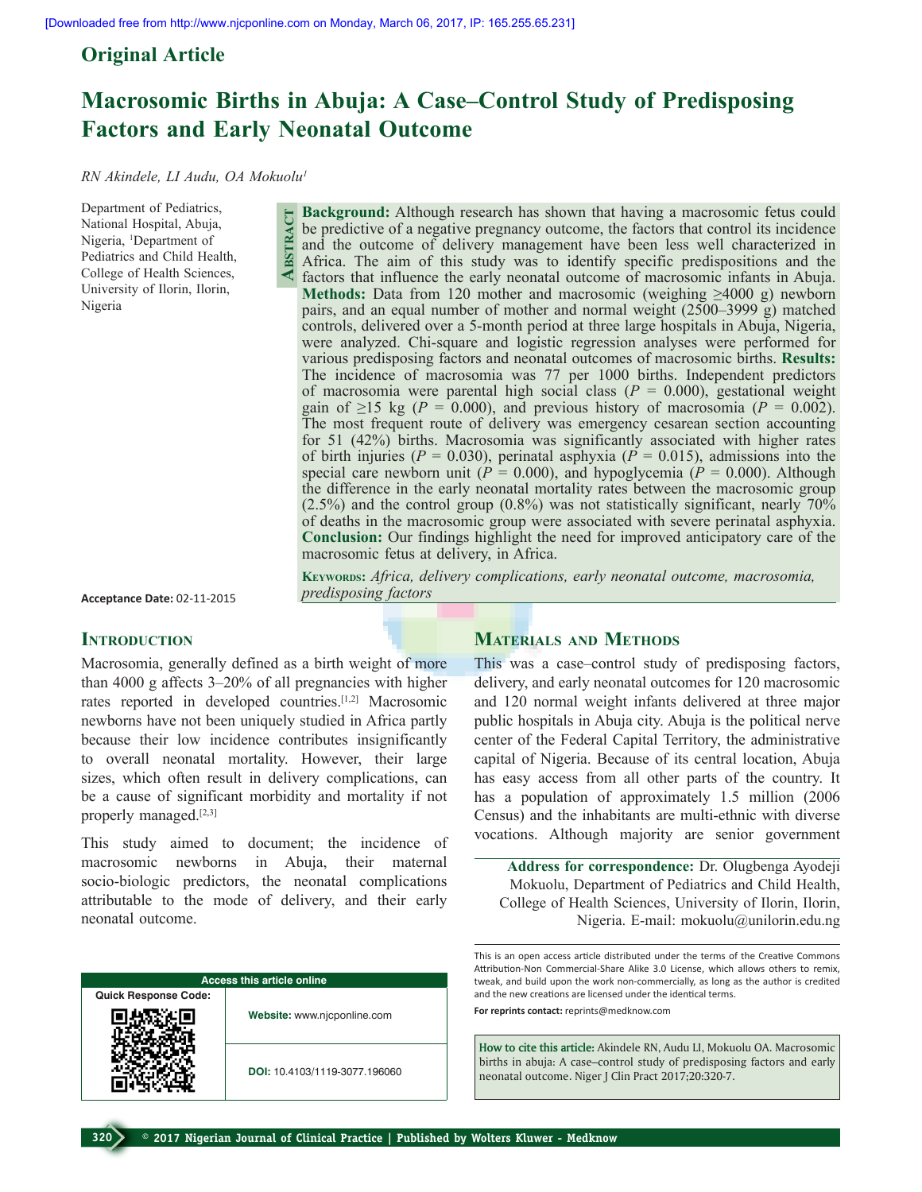Original Article

# Macrosomic Births in Abuja: A Case–Control Study of Predisposing Factors and Early Neonatal Outcome

*RN Akindele, LI Audu, OA Mokuolu[1]*

Department of Pediatrics, National Hospital, Abuja, Nigeria, [1]Department of Pediatrics and Child Health, College of Health Sciences, University of Ilorin, Ilorin, Nigeria

## Abstract

**Background:** Although research has shown that having a macrosomic fetus could be predictive of a negative pregnancy outcome, the factors that control its incidence and the outcome of delivery management have been less well characterized in Africa. The aim of this study was to identify specific predispositions and the factors that influence the early neonatal outcome of macrosomic infants in Abuja. **Methods:** Data from 120 mother and macrosomic (weighing ≥4000 g) newborn pairs, and an equal number of mother and normal weight (2500–3999 g) matched controls, delivered over a 5-month period at three large hospitals in Abuja, Nigeria, were analyzed. Chi-square and logistic regression analyses were performed for various predisposing factors and neonatal outcomes of macrosomic births. **Results:** The incidence of macrosomia was 77 per 1000 births. Independent predictors of macrosomia were parental high social class ($P$ = 0.000), gestational weight gain of ≥15 kg ($P$ = 0.000), and previous history of macrosomia ($P$ = 0.002). The most frequent route of delivery was emergency cesarean section accounting for 51 (42%) births. Macrosomia was significantly associated with higher rates of birth injuries ($P$ = 0.030), perinatal asphyxia ($P$ = 0.015), admissions into the special care newborn unit ($P$ = 0.000), and hypoglycemia ($P$ = 0.000). Although the difference in the early neonatal mortality rates between the macrosomic group (2.5%) and the control group (0.8%) was not statistically significant, nearly 70% of deaths in the macrosomic group were associated with severe perinatal asphyxia. **Conclusion:** Our findings highlight the need for improved anticipatory care of the macrosomic fetus at delivery, in Africa.

**Keywords:** *Africa, delivery complications, early neonatal outcome, macrosomia, predisposing factors*

**Acceptance Date:** 02-11-2015

## Introduction

Macrosomia, generally defined as a birth weight of more than 4000 g affects 3–20% of all pregnancies with higher rates reported in developed countries.[1,2] Macrosomic newborns have not been uniquely studied in Africa partly because their low incidence contributes insignificantly to overall neonatal mortality. However, their large sizes, which often result in delivery complications, can be a cause of significant morbidity and mortality if not properly managed.[2,3]

This study aimed to document; the incidence of macrosomic newborns in Abuja, their maternal socio-biologic predictors, the neonatal complications attributable to the mode of delivery, and their early neonatal outcome.

## Materials and Methods

This was a case–control study of predisposing factors, delivery, and early neonatal outcomes for 120 macrosomic and 120 normal weight infants delivered at three major public hospitals in Abuja city. Abuja is the political nerve center of the Federal Capital Territory, the administrative capital of Nigeria. Because of its central location, Abuja has easy access from all other parts of the country. It has a population of approximately 1.5 million (2006 Census) and the inhabitants are multi-ethnic with diverse vocations. Although majority are senior government

**Address for correspondence:** Dr. Olugbenga Ayodeji Mokuolu, Department of Pediatrics and Child Health, College of Health Sciences, University of Ilorin, Ilorin, Nigeria. E-mail: mokuolu@unilorin.edu.ng

| Access this article online | |
|---|---|
| Quick Response Code: | Website: www.njcponline.com |
| | DOI: 10.4103/1119-3077.196060 |

This is an open access article distributed under the terms of the Creative Commons Attribution-Non Commercial-Share Alike 3.0 License, which allows others to remix, tweak, and build upon the work non-commercially, as long as the author is credited and the new creations are licensed under the identical terms.

**For reprints contact:** reprints@medknow.com

**How to cite this article:** Akindele RN, Audu LI, Mokuolu OA. Macrosomic births in abuja: A case–control study of predisposing factors and early neonatal outcome. Niger J Clin Pract 2017;20:320-7.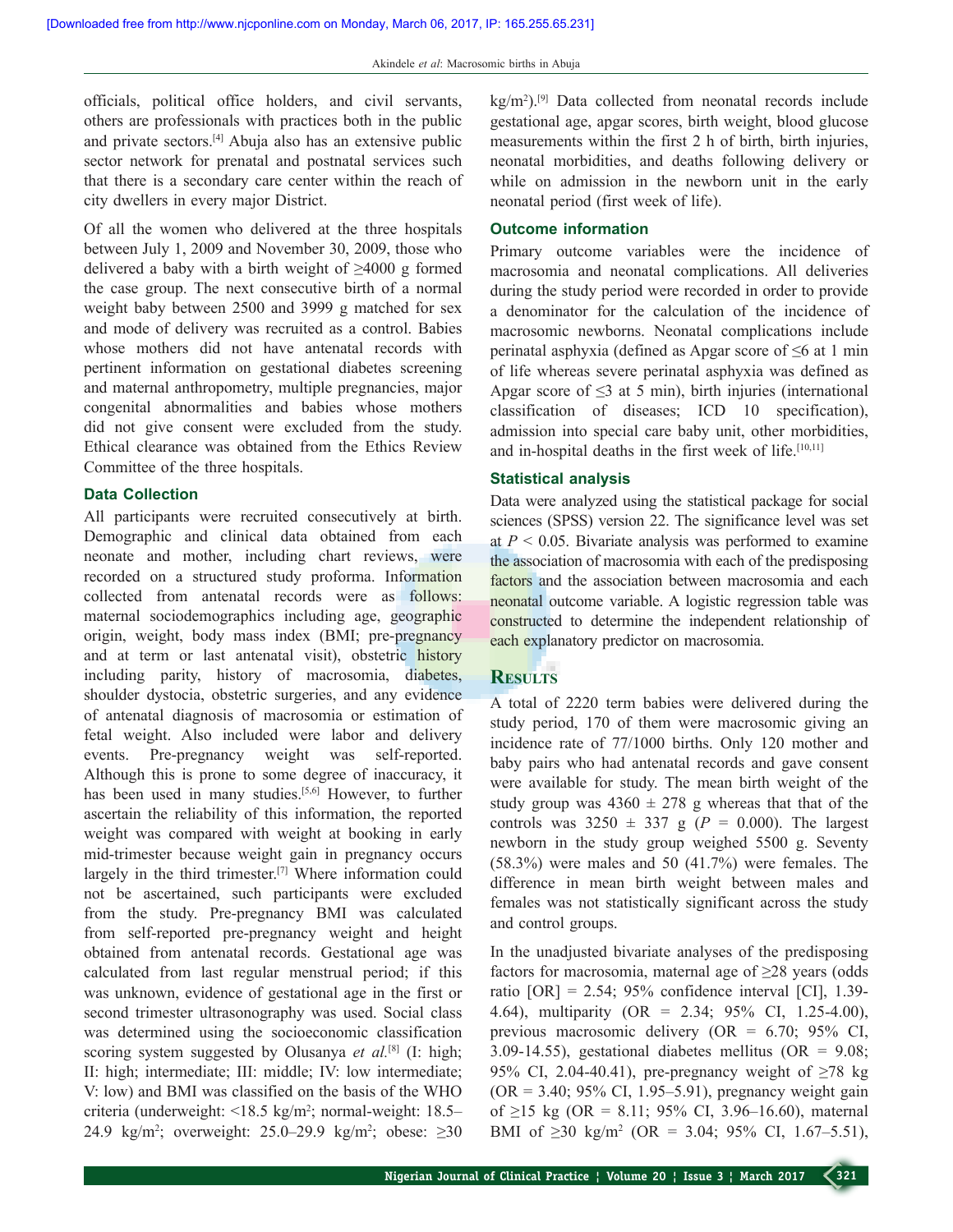officials, political office holders, and civil servants, others are professionals with practices both in the public and private sectors.[4] Abuja also has an extensive public sector network for prenatal and postnatal services such that there is a secondary care center within the reach of city dwellers in every major District.

Of all the women who delivered at the three hospitals between July 1, 2009 and November 30, 2009, those who delivered a baby with a birth weight of ≥4000 g formed the case group. The next consecutive birth of a normal weight baby between 2500 and 3999 g matched for sex and mode of delivery was recruited as a control. Babies whose mothers did not have antenatal records with pertinent information on gestational diabetes screening and maternal anthropometry, multiple pregnancies, major congenital abnormalities and babies whose mothers did not give consent were excluded from the study. Ethical clearance was obtained from the Ethics Review Committee of the three hospitals.

## Data Collection

All participants were recruited consecutively at birth. Demographic and clinical data obtained from each neonate and mother, including chart reviews, were recorded on a structured study proforma. Information collected from antenatal records were as follows: maternal sociodemographics including age, geographic origin, weight, body mass index (BMI; pre-pregnancy and at term or last antenatal visit), obstetric history including parity, history of macrosomia, diabetes, shoulder dystocia, obstetric surgeries, and any evidence of antenatal diagnosis of macrosomia or estimation of fetal weight. Also included were labor and delivery events. Pre-pregnancy weight was self-reported. Although this is prone to some degree of inaccuracy, it has been used in many studies.[5,6] However, to further ascertain the reliability of this information, the reported weight was compared with weight at booking in early mid-trimester because weight gain in pregnancy occurs largely in the third trimester.[7] Where information could not be ascertained, such participants were excluded from the study. Pre-pregnancy BMI was calculated from self-reported pre-pregnancy weight and height obtained from antenatal records. Gestational age was calculated from last regular menstrual period; if this was unknown, evidence of gestational age in the first or second trimester ultrasonography was used. Social class was determined using the socioeconomic classification scoring system suggested by Olusanya *et al*.[8] (I: high; II: high; intermediate; III: middle; IV: low intermediate; V: low) and BMI was classified on the basis of the WHO criteria (underweight: <18.5 kg/m$^2$; normal-weight: 18.5–24.9 kg/m$^2$; overweight: 25.0–29.9 kg/m$^2$; obese: ≥30 kg/m$^2$).[9] Data collected from neonatal records include gestational age, apgar scores, birth weight, blood glucose measurements within the first 2 h of birth, birth injuries, neonatal morbidities, and deaths following delivery or while on admission in the newborn unit in the early neonatal period (first week of life).

## Outcome information

Primary outcome variables were the incidence of macrosomia and neonatal complications. All deliveries during the study period were recorded in order to provide a denominator for the calculation of the incidence of macrosomic newborns. Neonatal complications include perinatal asphyxia (defined as Apgar score of ≤6 at 1 min of life whereas severe perinatal asphyxia was defined as Apgar score of ≤3 at 5 min), birth injuries (international classification of diseases; ICD 10 specification), admission into special care baby unit, other morbidities, and in-hospital deaths in the first week of life.[10,11]

## Statistical analysis

Data were analyzed using the statistical package for social sciences (SPSS) version 22. The significance level was set at $P < 0.05$. Bivariate analysis was performed to examine the association of macrosomia with each of the predisposing factors and the association between macrosomia and each neonatal outcome variable. A logistic regression table was constructed to determine the independent relationship of each explanatory predictor on macrosomia.

# Results

A total of 2220 term babies were delivered during the study period, 170 of them were macrosomic giving an incidence rate of 77/1000 births. Only 120 mother and baby pairs who had antenatal records and gave consent were available for study. The mean birth weight of the study group was 4360 ± 278 g whereas that that of the controls was 3250 ± 337 g ($P$ = 0.000). The largest newborn in the study group weighed 5500 g. Seventy (58.3%) were males and 50 (41.7%) were females. The difference in mean birth weight between males and females was not statistically significant across the study and control groups.

In the unadjusted bivariate analyses of the predisposing factors for macrosomia, maternal age of ≥28 years (odds ratio [OR] = 2.54; 95% confidence interval [CI], 1.39-4.64), multiparity (OR = 2.34; 95% CI, 1.25-4.00), previous macrosomic delivery (OR = 6.70; 95% CI, 3.09-14.55), gestational diabetes mellitus (OR = 9.08; 95% CI, 2.04-40.41), pre-pregnancy weight of ≥78 kg (OR = 3.40; 95% CI, 1.95–5.91), pregnancy weight gain of ≥15 kg (OR = 8.11; 95% CI, 3.96–16.60), maternal BMI of ≥30 kg/m$^2$ (OR = 3.04; 95% CI, 1.67–5.51),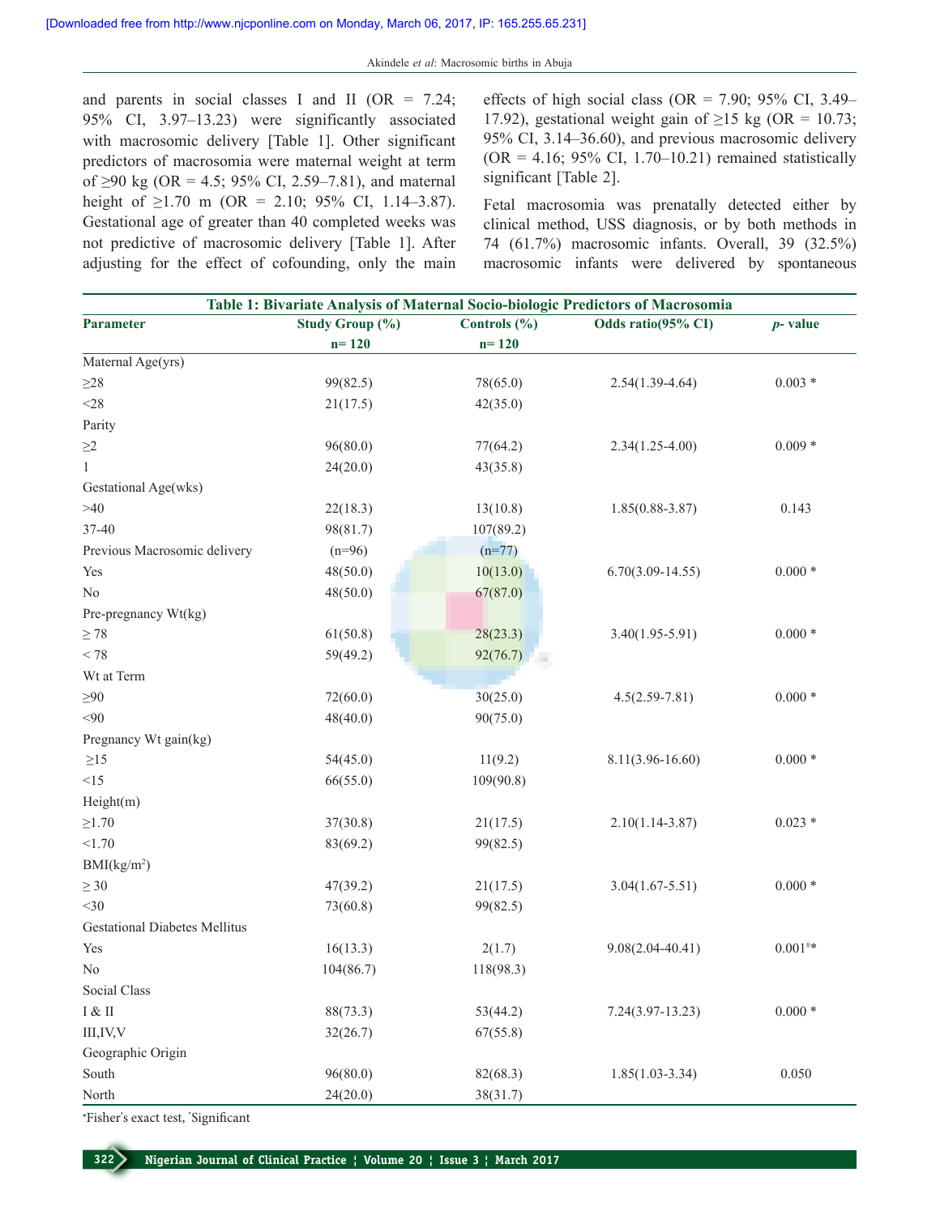and parents in social classes I and II (OR = 7.24; 95% CI, 3.97–13.23) were significantly associated with macrosomic delivery [Table 1]. Other significant predictors of macrosomia were maternal weight at term of ≥90 kg (OR = 4.5; 95% CI, 2.59–7.81), and maternal height of ≥1.70 m (OR = 2.10; 95% CI, 1.14–3.87). Gestational age of greater than 40 completed weeks was not predictive of macrosomic delivery [Table 1]. After adjusting for the effect of cofounding, only the main effects of high social class (OR = 7.90; 95% CI, 3.49–17.92), gestational weight gain of ≥15 kg (OR = 10.73; 95% CI, 3.14–36.60), and previous macrosomic delivery (OR = 4.16; 95% CI, 1.70–10.21) remained statistically significant [Table 2].

Fetal macrosomia was prenatally detected either by clinical method, USS diagnosis, or by both methods in 74 (61.7%) macrosomic infants. Overall, 39 (32.5%) macrosomic infants were delivered by spontaneous

**Table 1: Bivariate Analysis of Maternal Socio-biologic Predictors of Macrosomia**

| Parameter | Study Group (%) n= 120 | Controls (%) n= 120 | Odds ratio(95% CI) | *p*- value |
|---|---|---|---|---|
| Maternal Age(yrs) | | | | |
| ≥28 | 99(82.5) | 78(65.0) | 2.54(1.39-4.64) | 0.003 * |
| <28 | 21(17.5) | 42(35.0) | | |
| Parity | | | | |
| ≥2 | 96(80.0) | 77(64.2) | 2.34(1.25-4.00) | 0.009 * |
| 1 | 24(20.0) | 43(35.8) | | |
| Gestational Age(wks) | | | | |
| >40 | 22(18.3) | 13(10.8) | 1.85(0.88-3.87) | 0.143 |
| 37-40 | 98(81.7) | 107(89.2) | | |
| Previous Macrosomic delivery | (n=96) | (n=77) | | |
| Yes | 48(50.0) | 10(13.0) | 6.70(3.09-14.55) | 0.000 * |
| No | 48(50.0) | 67(87.0) | | |
| Pre-pregnancy Wt(kg) | | | | |
| ≥ 78 | 61(50.8) | 28(23.3) | 3.40(1.95-5.91) | 0.000 * |
| < 78 | 59(49.2) | 92(76.7) | | |
| Wt at Term | | | | |
| ≥90 | 72(60.0) | 30(25.0) | 4.5(2.59-7.81) | 0.000 * |
| <90 | 48(40.0) | 90(75.0) | | |
| Pregnancy Wt gain(kg) | | | | |
| ≥15 | 54(45.0) | 11(9.2) | 8.11(3.96-16.60) | 0.000 * |
| <15 | 66(55.0) | 109(90.8) | | |
| Height(m) | | | | |
| ≥1.70 | 37(30.8) | 21(17.5) | 2.10(1.14-3.87) | 0.023 * |
| <1.70 | 83(69.2) | 99(82.5) | | |
| BMI(kg/m$^2$) | | | | |
| ≥ 30 | 47(39.2) | 21(17.5) | 3.04(1.67-5.51) | 0.000 * |
| <30 | 73(60.8) | 99(82.5) | | |
| Gestational Diabetes Mellitus | | | | |
| Yes | 16(13.3) | 2(1.7) | 9.08(2.04-40.41) | 0.001[#]* |
| No | 104(86.7) | 118(98.3) | | |
| Social Class | | | | |
| I & II | 88(73.3) | 53(44.2) | 7.24(3.97-13.23) | 0.000 * |
| III,IV,V | 32(26.7) | 67(55.8) | | |
| Geographic Origin | | | | |
| South | 96(80.0) | 82(68.3) | 1.85(1.03-3.34) | 0.050 |
| North | 24(20.0) | 38(31.7) | | |

[#]Fisher's exact test, *Significant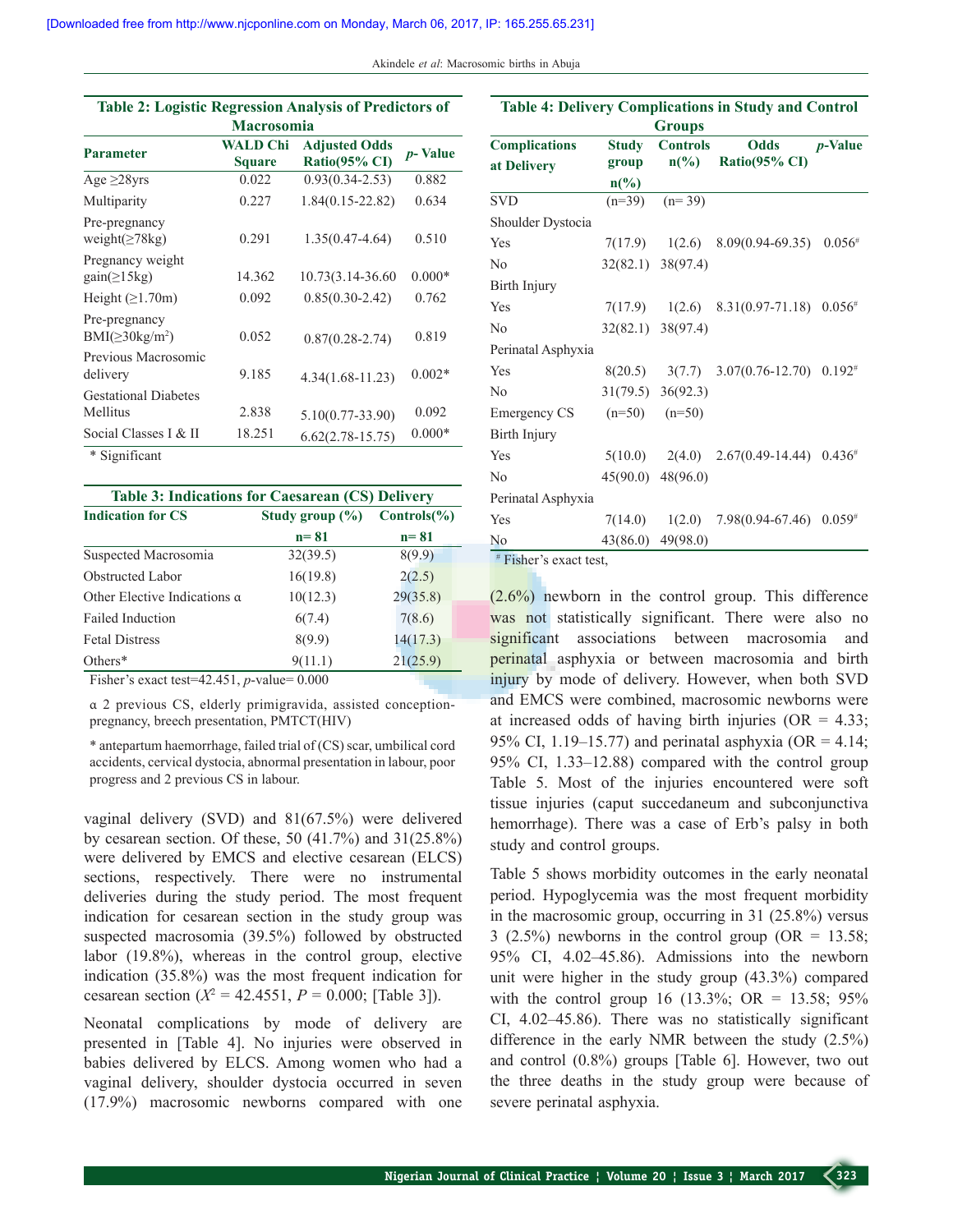**Table 2: Logistic Regression Analysis of Predictors of Macrosomia**

| Parameter | WALD Chi Square | Adjusted Odds Ratio(95% CI) | p- Value |
|---|---|---|---|
| Age ≥28yrs | 0.022 | 0.93(0.34-2.53) | 0.882 |
| Multiparity | 0.227 | 1.84(0.15-22.82) | 0.634 |
| Pre-pregnancy weight(≥78kg) | 0.291 | 1.35(0.47-4.64) | 0.510 |
| Pregnancy weight gain(≥15kg) | 14.362 | 10.73(3.14-36.60 | 0.000* |
| Height (≥1.70m) | 0.092 | 0.85(0.30-2.42) | 0.762 |
| Pre-pregnancy BMI(≥30kg/m²) | 0.052 | 0.87(0.28-2.74) | 0.819 |
| Previous Macrosomic delivery | 9.185 | 4.34(1.68-11.23) | 0.002* |
| Gestational Diabetes Mellitus | 2.838 | 5.10(0.77-33.90) | 0.092 |
| Social Classes I & II | 18.251 | 6.62(2.78-15.75) | 0.000* |

\* Significant

**Table 3: Indications for Caesarean (CS) Delivery**

| Indication for CS | Study group (%) n= 81 | Controls(%) n= 81 |
|---|---|---|
| Suspected Macrosomia | 32(39.5) | 8(9.9) |
| Obstructed Labor | 16(19.8) | 2(2.5) |
| Other Elective Indications α | 10(12.3) | 29(35.8) |
| Failed Induction | 6(7.4) | 7(8.6) |
| Fetal Distress | 8(9.9) | 14(17.3) |
| Others* | 9(11.1) | 21(25.9) |

Fisher's exact test=42.451, *p*-value= 0.000

α 2 previous CS, elderly primigravida, assisted conception-pregnancy, breech presentation, PMTCT(HIV)

\* antepartum haemorrhage, failed trial of (CS) scar, umbilical cord accidents, cervical dystocia, abnormal presentation in labour, poor progress and 2 previous CS in labour.

vaginal delivery (SVD) and 81(67.5%) were delivered by cesarean section. Of these, 50 (41.7%) and 31(25.8%) were delivered by EMCS and elective cesarean (ELCS) sections, respectively. There were no instrumental deliveries during the study period. The most frequent indication for cesarean section in the study group was suspected macrosomia (39.5%) followed by obstructed labor (19.8%), whereas in the control group, elective indication (35.8%) was the most frequent indication for cesarean section ($X^2$ = 42.4551, $P$ = 0.000; [Table 3]).

Neonatal complications by mode of delivery are presented in [Table 4]. No injuries were observed in babies delivered by ELCS. Among women who had a vaginal delivery, shoulder dystocia occurred in seven (17.9%) macrosomic newborns compared with one (2.6%) newborn in the control group. This difference was not statistically significant. There were also no significant associations between macrosomia and perinatal asphyxia or between macrosomia and birth injury by mode of delivery. However, when both SVD and EMCS were combined, macrosomic newborns were at increased odds of having birth injuries (OR = 4.33; 95% CI, 1.19–15.77) and perinatal asphyxia (OR = 4.14; 95% CI, 1.33–12.88) compared with the control group Table 5. Most of the injuries encountered were soft tissue injuries (caput succedaneum and subconjunctiva hemorrhage). There was a case of Erb's palsy in both study and control groups.

**Table 4: Delivery Complications in Study and Control Groups**

| Complications at Delivery | Study group n(%) | Controls n(%) | Odds Ratio(95% CI) | p-Value |
|---|---|---|---|---|
| SVD | (n=39) | (n= 39) | | |
| Shoulder Dystocia | | | | |
| Yes | 7(17.9) | 1(2.6) | 8.09(0.94-69.35) | 0.056# |
| No | 32(82.1) | 38(97.4) | | |
| Birth Injury | | | | |
| Yes | 7(17.9) | 1(2.6) | 8.31(0.97-71.18) | 0.056# |
| No | 32(82.1) | 38(97.4) | | |
| Perinatal Asphyxia | | | | |
| Yes | 8(20.5) | 3(7.7) | 3.07(0.76-12.70) | 0.192# |
| No | 31(79.5) | 36(92.3) | | |
| Emergency CS | (n=50) | (n=50) | | |
| Birth Injury | | | | |
| Yes | 5(10.0) | 2(4.0) | 2.67(0.49-14.44) | 0.436# |
| No | 45(90.0) | 48(96.0) | | |
| Perinatal Asphyxia | | | | |
| Yes | 7(14.0) | 1(2.0) | 7.98(0.94-67.46) | 0.059# |
| No | 43(86.0) | 49(98.0) | | |

# Fisher's exact test,

Table 5 shows morbidity outcomes in the early neonatal period. Hypoglycemia was the most frequent morbidity in the macrosomic group, occurring in 31 (25.8%) versus 3 (2.5%) newborns in the control group (OR = 13.58; 95% CI, 4.02–45.86). Admissions into the newborn unit were higher in the study group (43.3%) compared with the control group 16 (13.3%; OR = 13.58; 95% CI, 4.02–45.86). There was no statistically significant difference in the early NMR between the study (2.5%) and control (0.8%) groups [Table 6]. However, two out the three deaths in the study group were because of severe perinatal asphyxia.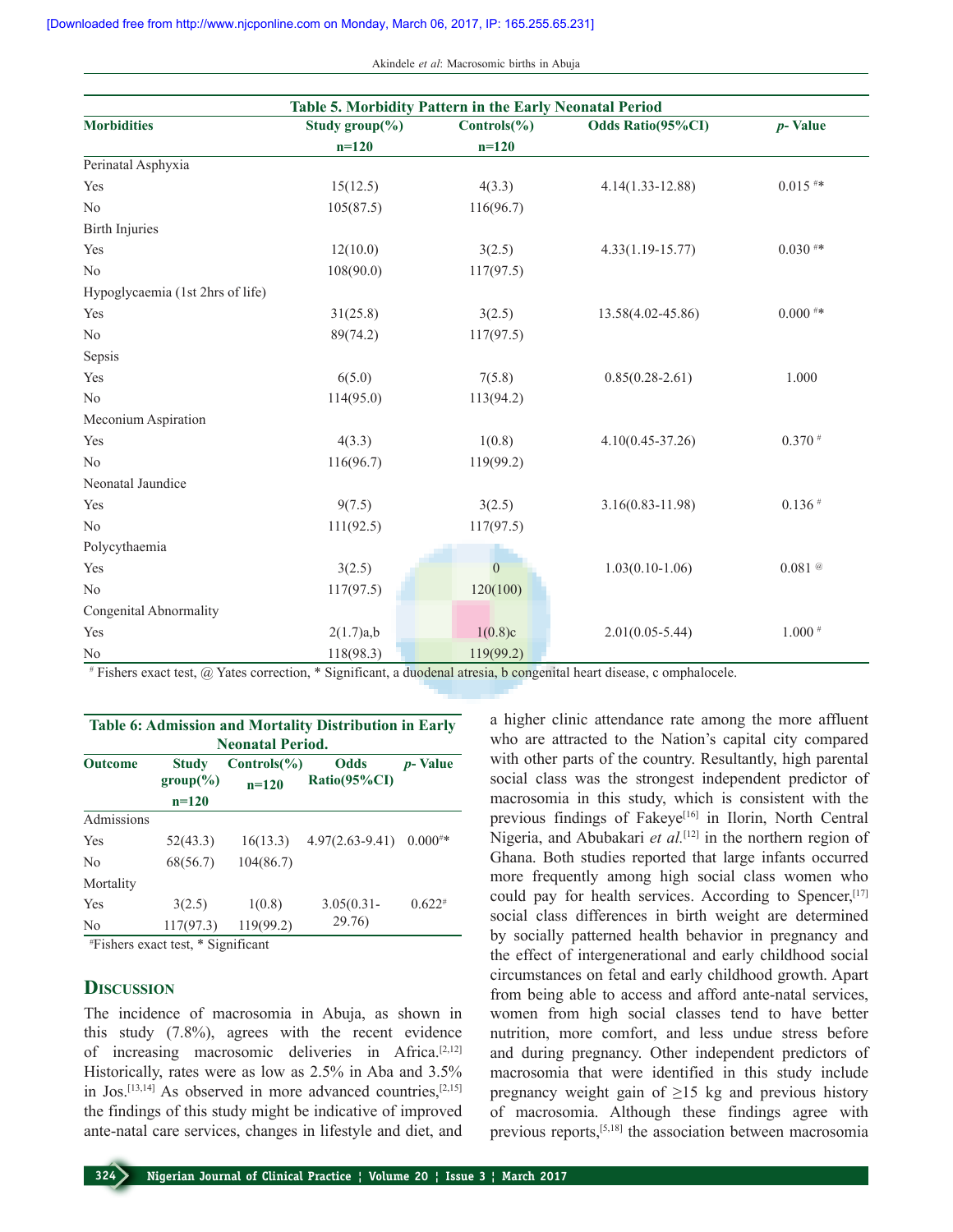**Table 5. Morbidity Pattern in the Early Neonatal Period**

| Morbidities | Study group(%) n=120 | Controls(%) n=120 | Odds Ratio(95%CI) | p- Value |
|---|---|---|---|---|
| Perinatal Asphyxia | | | | |
| Yes | 15(12.5) | 4(3.3) | 4.14(1.33-12.88) | 0.015 #* |
| No | 105(87.5) | 116(96.7) | | |
| Birth Injuries | | | | |
| Yes | 12(10.0) | 3(2.5) | 4.33(1.19-15.77) | 0.030 #* |
| No | 108(90.0) | 117(97.5) | | |
| Hypoglycaemia (1st 2hrs of life) | | | | |
| Yes | 31(25.8) | 3(2.5) | 13.58(4.02-45.86) | 0.000 #* |
| No | 89(74.2) | 117(97.5) | | |
| Sepsis | | | | |
| Yes | 6(5.0) | 7(5.8) | 0.85(0.28-2.61) | 1.000 |
| No | 114(95.0) | 113(94.2) | | |
| Meconium Aspiration | | | | |
| Yes | 4(3.3) | 1(0.8) | 4.10(0.45-37.26) | 0.370 # |
| No | 116(96.7) | 119(99.2) | | |
| Neonatal Jaundice | | | | |
| Yes | 9(7.5) | 3(2.5) | 3.16(0.83-11.98) | 0.136 # |
| No | 111(92.5) | 117(97.5) | | |
| Polycythaemia | | | | |
| Yes | 3(2.5) | 0 | 1.03(0.10-1.06) | 0.081 @ |
| No | 117(97.5) | 120(100) | | |
| Congenital Abnormality | | | | |
| Yes | 2(1.7)a,b | 1(0.8)c | 2.01(0.05-5.44) | 1.000 # |
| No | 118(98.3) | 119(99.2) | | |

# Fishers exact test, @ Yates correction, * Significant, a duodenal atresia, b congenital heart disease, c omphalocele.

**Table 6: Admission and Mortality Distribution in Early Neonatal Period.**

| Outcome | Study group(%) n=120 | Controls(%) n=120 | Odds Ratio(95%CI) | p- Value |
|---|---|---|---|---|
| Admissions | | | | |
| Yes | 52(43.3) | 16(13.3) | 4.97(2.63-9.41) | 0.000#* |
| No | 68(56.7) | 104(86.7) | | |
| Mortality | | | | |
| Yes | 3(2.5) | 1(0.8) | 3.05(0.31-29.76) | 0.622# |
| No | 117(97.3) | 119(99.2) | | |

#Fishers exact test, * Significant

## Discussion

The incidence of macrosomia in Abuja, as shown in this study (7.8%), agrees with the recent evidence of increasing macrosomic deliveries in Africa.[2,12] Historically, rates were as low as 2.5% in Aba and 3.5% in Jos.[13,14] As observed in more advanced countries,[2,15] the findings of this study might be indicative of improved ante-natal care services, changes in lifestyle and diet, and a higher clinic attendance rate among the more affluent who are attracted to the Nation's capital city compared with other parts of the country. Resultantly, high parental social class was the strongest independent predictor of macrosomia in this study, which is consistent with the previous findings of Fakeye[16] in Ilorin, North Central Nigeria, and Abubakari *et al.*[12] in the northern region of Ghana. Both studies reported that large infants occurred more frequently among high social class women who could pay for health services. According to Spencer,[17] social class differences in birth weight are determined by socially patterned health behavior in pregnancy and the effect of intergenerational and early childhood social circumstances on fetal and early childhood growth. Apart from being able to access and afford ante-natal services, women from high social classes tend to have better nutrition, more comfort, and less undue stress before and during pregnancy. Other independent predictors of macrosomia that were identified in this study include pregnancy weight gain of ≥15 kg and previous history of macrosomia. Although these findings agree with previous reports,[5,18] the association between macrosomia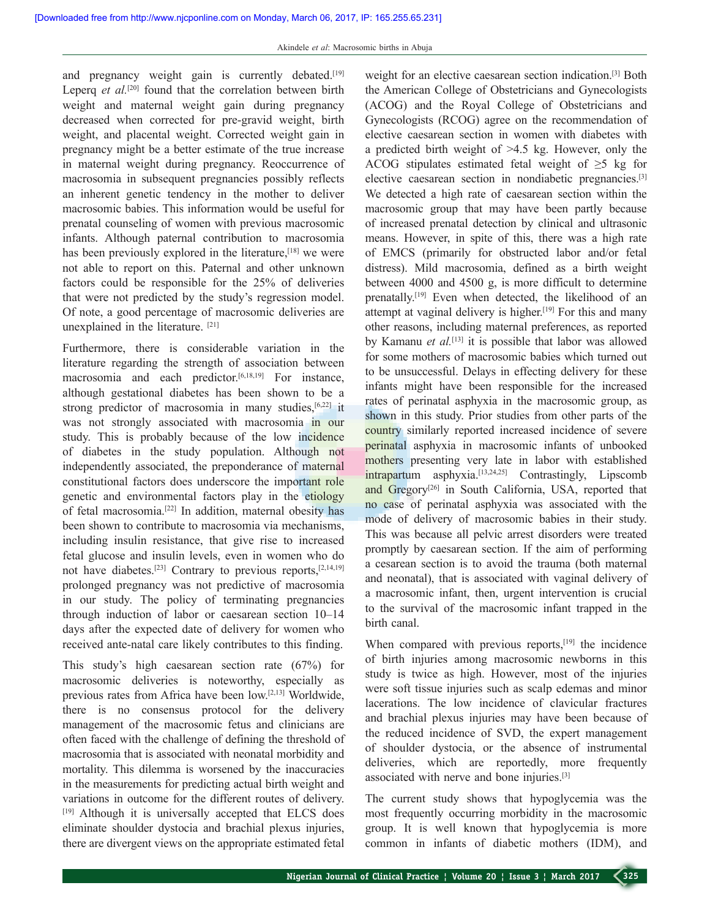and pregnancy weight gain is currently debated.[19] Leperq *et al.*[20] found that the correlation between birth weight and maternal weight gain during pregnancy decreased when corrected for pre-gravid weight, birth weight, and placental weight. Corrected weight gain in pregnancy might be a better estimate of the true increase in maternal weight during pregnancy. Reoccurrence of macrosomia in subsequent pregnancies possibly reflects an inherent genetic tendency in the mother to deliver macrosomic babies. This information would be useful for prenatal counseling of women with previous macrosomic infants. Although paternal contribution to macrosomia has been previously explored in the literature,[18] we were not able to report on this. Paternal and other unknown factors could be responsible for the 25% of deliveries that were not predicted by the study's regression model. Of note, a good percentage of macrosomic deliveries are unexplained in the literature. [21]

Furthermore, there is considerable variation in the literature regarding the strength of association between macrosomia and each predictor.[6,18,19] For instance, although gestational diabetes has been shown to be a strong predictor of macrosomia in many studies,[6,22] it was not strongly associated with macrosomia in our study. This is probably because of the low incidence of diabetes in the study population. Although not independently associated, the preponderance of maternal constitutional factors does underscore the important role genetic and environmental factors play in the etiology of fetal macrosomia.[22] In addition, maternal obesity has been shown to contribute to macrosomia via mechanisms, including insulin resistance, that give rise to increased fetal glucose and insulin levels, even in women who do not have diabetes.[23] Contrary to previous reports,[2,14,19] prolonged pregnancy was not predictive of macrosomia in our study. The policy of terminating pregnancies through induction of labor or caesarean section 10–14 days after the expected date of delivery for women who received ante-natal care likely contributes to this finding.

This study's high caesarean section rate (67%) for macrosomic deliveries is noteworthy, especially as previous rates from Africa have been low.[2,13] Worldwide, there is no consensus protocol for the delivery management of the macrosomic fetus and clinicians are often faced with the challenge of defining the threshold of macrosomia that is associated with neonatal morbidity and mortality. This dilemma is worsened by the inaccuracies in the measurements for predicting actual birth weight and variations in outcome for the different routes of delivery.[19] Although it is universally accepted that ELCS does eliminate shoulder dystocia and brachial plexus injuries, there are divergent views on the appropriate estimated fetal weight for an elective caesarean section indication.[3] Both the American College of Obstetricians and Gynecologists (ACOG) and the Royal College of Obstetricians and Gynecologists (RCOG) agree on the recommendation of elective caesarean section in women with diabetes with a predicted birth weight of >4.5 kg. However, only the ACOG stipulates estimated fetal weight of ≥5 kg for elective caesarean section in nondiabetic pregnancies.[3] We detected a high rate of caesarean section within the macrosomic group that may have been partly because of increased prenatal detection by clinical and ultrasonic means. However, in spite of this, there was a high rate of EMCS (primarily for obstructed labor and/or fetal distress). Mild macrosomia, defined as a birth weight between 4000 and 4500 g, is more difficult to determine prenatally.[19] Even when detected, the likelihood of an attempt at vaginal delivery is higher.[19] For this and many other reasons, including maternal preferences, as reported by Kamanu *et al.*[13] it is possible that labor was allowed for some mothers of macrosomic babies which turned out to be unsuccessful. Delays in effecting delivery for these infants might have been responsible for the increased rates of perinatal asphyxia in the macrosomic group, as shown in this study. Prior studies from other parts of the country similarly reported increased incidence of severe perinatal asphyxia in macrosomic infants of unbooked mothers presenting very late in labor with established intrapartum asphyxia.[13,24,25] Contrastingly, Lipscomb and Gregory[26] in South California, USA, reported that no case of perinatal asphyxia was associated with the mode of delivery of macrosomic babies in their study. This was because all pelvic arrest disorders were treated promptly by caesarean section. If the aim of performing a cesarean section is to avoid the trauma (both maternal and neonatal), that is associated with vaginal delivery of a macrosomic infant, then, urgent intervention is crucial to the survival of the macrosomic infant trapped in the birth canal.

When compared with previous reports,[19] the incidence of birth injuries among macrosomic newborns in this study is twice as high. However, most of the injuries were soft tissue injuries such as scalp edemas and minor lacerations. The low incidence of clavicular fractures and brachial plexus injuries may have been because of the reduced incidence of SVD, the expert management of shoulder dystocia, or the absence of instrumental deliveries, which are reportedly, more frequently associated with nerve and bone injuries.[3]

The current study shows that hypoglycemia was the most frequently occurring morbidity in the macrosomic group. It is well known that hypoglycemia is more common in infants of diabetic mothers (IDM), and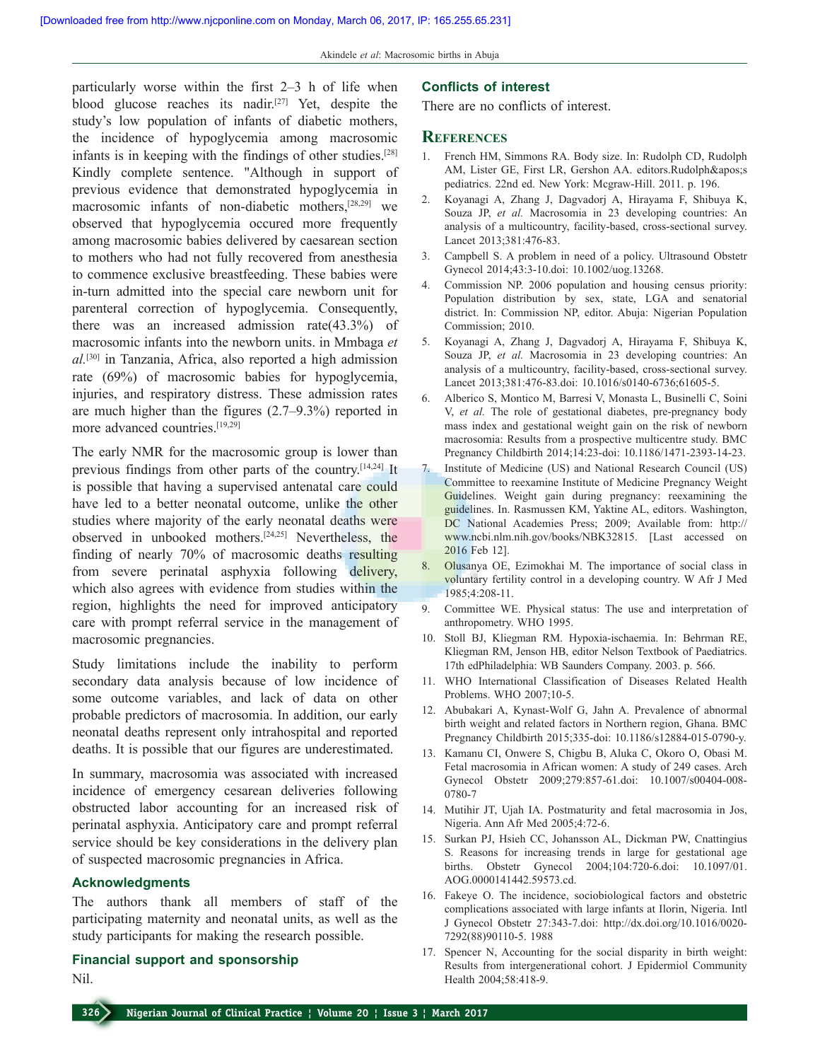particularly worse within the first 2–3 h of life when blood glucose reaches its nadir.[27] Yet, despite the study's low population of infants of diabetic mothers, the incidence of hypoglycemia among macrosomic infants is in keeping with the findings of other studies.[28] Kindly complete sentence. "Although in support of previous evidence that demonstrated hypoglycemia in macrosomic infants of non-diabetic mothers,[28,29] we observed that hypoglycemia occured more frequently among macrosomic babies delivered by caesarean section to mothers who had not fully recovered from anesthesia to commence exclusive breastfeeding. These babies were in-turn admitted into the special care newborn unit for parenteral correction of hypoglycemia. Consequently, there was an increased admission rate(43.3%) of macrosomic infants into the newborn units. in Mmbaga *et al.*[30] in Tanzania, Africa, also reported a high admission rate (69%) of macrosomic babies for hypoglycemia, injuries, and respiratory distress. These admission rates are much higher than the figures (2.7–9.3%) reported in more advanced countries.[19,29]

The early NMR for the macrosomic group is lower than previous findings from other parts of the country.[14,24] It is possible that having a supervised antenatal care could have led to a better neonatal outcome, unlike the other studies where majority of the early neonatal deaths were observed in unbooked mothers.[24,25] Nevertheless, the finding of nearly 70% of macrosomic deaths resulting from severe perinatal asphyxia following delivery, which also agrees with evidence from studies within the region, highlights the need for improved anticipatory care with prompt referral service in the management of macrosomic pregnancies.

Study limitations include the inability to perform secondary data analysis because of low incidence of some outcome variables, and lack of data on other probable predictors of macrosomia. In addition, our early neonatal deaths represent only intrahospital and reported deaths. It is possible that our figures are underestimated.

In summary, macrosomia was associated with increased incidence of emergency cesarean deliveries following obstructed labor accounting for an increased risk of perinatal asphyxia. Anticipatory care and prompt referral service should be key considerations in the delivery plan of suspected macrosomic pregnancies in Africa.

### Acknowledgments

The authors thank all members of staff of the participating maternity and neonatal units, as well as the study participants for making the research possible.

### Financial support and sponsorship

Nil.

### Conflicts of interest

There are no conflicts of interest.

## References

1. French HM, Simmons RA. Body size. In: Rudolph CD, Rudolph AM, Lister GE, First LR, Gershon AA. editors.Rudolph&apos;s pediatrics. 22nd ed. New York: Mcgraw-Hill. 2011. p. 196.
2. Koyanagi A, Zhang J, Dagvadorj A, Hirayama F, Shibuya K, Souza JP, *et al.* Macrosomia in 23 developing countries: An analysis of a multicountry, facility-based, cross-sectional survey. Lancet 2013;381:476-83.
3. Campbell S. A problem in need of a policy. Ultrasound Obstetr Gynecol 2014;43:3-10.doi: 10.1002/uog.13268.
4. Commission NP. 2006 population and housing census priority: Population distribution by sex, state, LGA and senatorial district. In: Commission NP, editor. Abuja: Nigerian Population Commission; 2010.
5. Koyanagi A, Zhang J, Dagvadorj A, Hirayama F, Shibuya K, Souza JP, *et al.* Macrosomia in 23 developing countries: An analysis of a multicountry, facility-based, cross-sectional survey. Lancet 2013;381:476-83.doi: 10.1016/s0140-6736;61605-5.
6. Alberico S, Montico M, Barresi V, Monasta L, Businelli C, Soini V, *et al.* The role of gestational diabetes, pre-pregnancy body mass index and gestational weight gain on the risk of newborn macrosomia: Results from a prospective multicentre study. BMC Pregnancy Childbirth 2014;14:23-doi: 10.1186/1471-2393-14-23.
7. Institute of Medicine (US) and National Research Council (US) Committe to reexamine Institute of Medicine Pregnancy Weight Guidelines. Weight gain during pregnancy: reexamining the guidelines. In. Rasmussen KM, Yaktine AL, editors. Washington, DC National Academies Press; 2009; Available from: http://www.ncbi.nlm.nih.gov/books/NBK32815. [Last accessed on 2016 Feb 12].
8. Olusanya OE, Ezimokhai M. The importance of social class in voluntary fertility control in a developing country. W Afr J Med 1985;4:208-11.
9. Committee WE. Physical status: The use and interpretation of anthropometry. WHO 1995.
10. Stoll BJ, Kliegman RM. Hypoxia-ischaemia. In: Behrman RE, Kliegman RM, Jenson HB, editor Nelson Textbook of Paediatrics. 17th edPhiladelphia: WB Saunders Company. 2003. p. 566.
11. WHO International Classification of Diseases Related Health Problems. WHO 2007;10-5.
12. Abubakari A, Kynast-Wolf G, Jahn A. Prevalence of abnormal birth weight and related factors in Northern region, Ghana. BMC Pregnancy Childbirth 2015;335-doi: 10.1186/s12884-015-0790-y.
13. Kamanu CI, Onwere S, Chigbu B, Aluka C, Okoro O, Obasi M. Fetal macrosomia in African women: A study of 249 cases. Arch Gynecol Obstetr 2009;279:857-61.doi: 10.1007/s00404-008-0780-7
14. Mutihir JT, Ujah IA. Postmaturity and fetal macrosomia in Jos, Nigeria. Ann Afr Med 2005;4:72-6.
15. Surkan PJ, Hsieh CC, Johansson AL, Dickman PW, Cnattingius S. Reasons for increasing trends in large for gestational age births. Obstetr Gynecol 2004;104:720-6.doi: 10.1097/01.AOG.0000141442.59573.cd.
16. Fakeye O. The incidence, sociobiological factors and obstetric complications associated with large infants at Ilorin, Nigeria. Intl J Gynecol Obstetr 27:343-7.doi: http://dx.doi.org/10.1016/0020-7292(88)90110-5. 1988
17. Spencer N, Accounting for the social disparity in birth weight: Results from an intergenerational cohort. J Epidermiol Community Health 2004;58:418-9.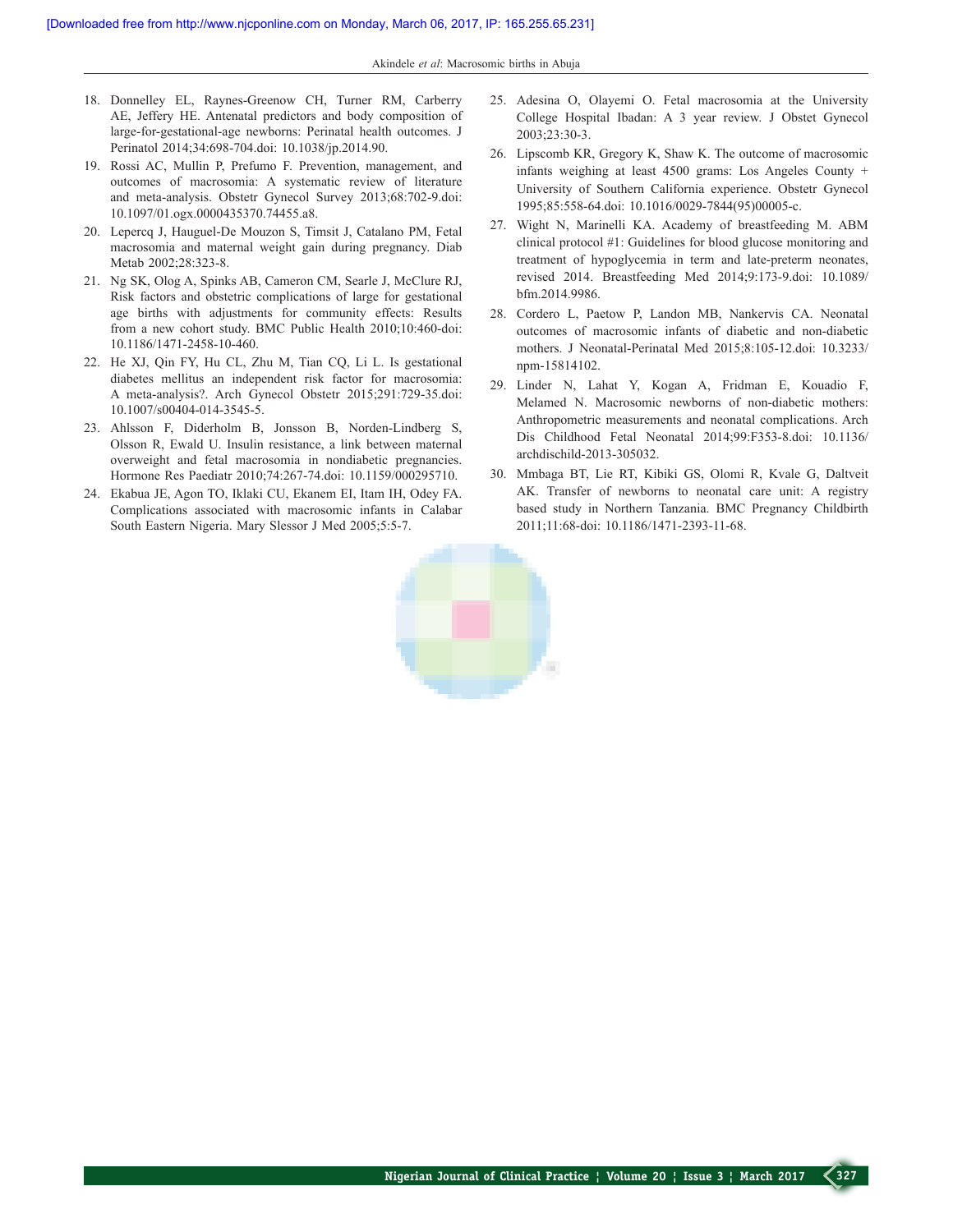18. Donnelley EL, Raynes-Greenow CH, Turner RM, Carberry AE, Jeffery HE. Antenatal predictors and body composition of large-for-gestational-age newborns: Perinatal health outcomes. J Perinatol 2014;34:698-704.doi: 10.1038/jp.2014.90.
19. Rossi AC, Mullin P, Prefumo F. Prevention, management, and outcomes of macrosomia: A systematic review of literature and meta-analysis. Obstetr Gynecol Survey 2013;68:702-9.doi: 10.1097/01.ogx.0000435370.74455.a8.
20. Lepercq J, Hauguel-De Mouzon S, Timsit J, Catalano PM, Fetal macrosomia and maternal weight gain during pregnancy. Diab Metab 2002;28:323-8.
21. Ng SK, Olog A, Spinks AB, Cameron CM, Searle J, McClure RJ, Risk factors and obstetric complications of large for gestational age births with adjustments for community effects: Results from a new cohort study. BMC Public Health 2010;10:460-doi: 10.1186/1471-2458-10-460.
22. He XJ, Qin FY, Hu CL, Zhu M, Tian CQ, Li L. Is gestational diabetes mellitus an independent risk factor for macrosomia: A meta-analysis?. Arch Gynecol Obstetr 2015;291:729-35.doi: 10.1007/s00404-014-3545-5.
23. Ahlsson F, Diderholm B, Jonsson B, Norden-Lindberg S, Olsson R, Ewald U. Insulin resistance, a link between maternal overweight and fetal macrosomia in nondiabetic pregnancies. Hormone Res Paediatr 2010;74:267-74.doi: 10.1159/000295710.
24. Ekabua JE, Agon TO, Iklaki CU, Ekanem EI, Itam IH, Odey FA. Complications associated with macrosomic infants in Calabar South Eastern Nigeria. Mary Slessor J Med 2005;5:5-7.
25. Adesina O, Olayemi O. Fetal macrosomia at the University College Hospital Ibadan: A 3 year review. J Obstet Gynecol 2003;23:30-3.
26. Lipscomb KR, Gregory K, Shaw K. The outcome of macrosomic infants weighing at least 4500 grams: Los Angeles County + University of Southern California experience. Obstetr Gynecol 1995;85:558-64.doi: 10.1016/0029-7844(95)00005-c.
27. Wight N, Marinelli KA. Academy of breastfeeding M. ABM clinical protocol #1: Guidelines for blood glucose monitoring and treatment of hypoglycemia in term and late-preterm neonates, revised 2014. Breastfeeding Med 2014;9:173-9.doi: 10.1089/bfm.2014.9986.
28. Cordero L, Paetow P, Landon MB, Nankervis CA. Neonatal outcomes of macrosomic infants of diabetic and non-diabetic mothers. J Neonatal-Perinatal Med 2015;8:105-12.doi: 10.3233/npm-15814102.
29. Linder N, Lahat Y, Kogan A, Fridman E, Kouadio F, Melamed N. Macrosomic newborns of non-diabetic mothers: Anthropometric measurements and neonatal complications. Arch Dis Childhood Fetal Neonatal 2014;99:F353-8.doi: 10.1136/archdischild-2013-305032.
30. Mmbaga BT, Lie RT, Kibiki GS, Olomi R, Kvale G, Daltveit AK. Transfer of newborns to neonatal care unit: A registry based study in Northern Tanzania. BMC Pregnancy Childbirth 2011;11:68-doi: 10.1186/1471-2393-11-68.